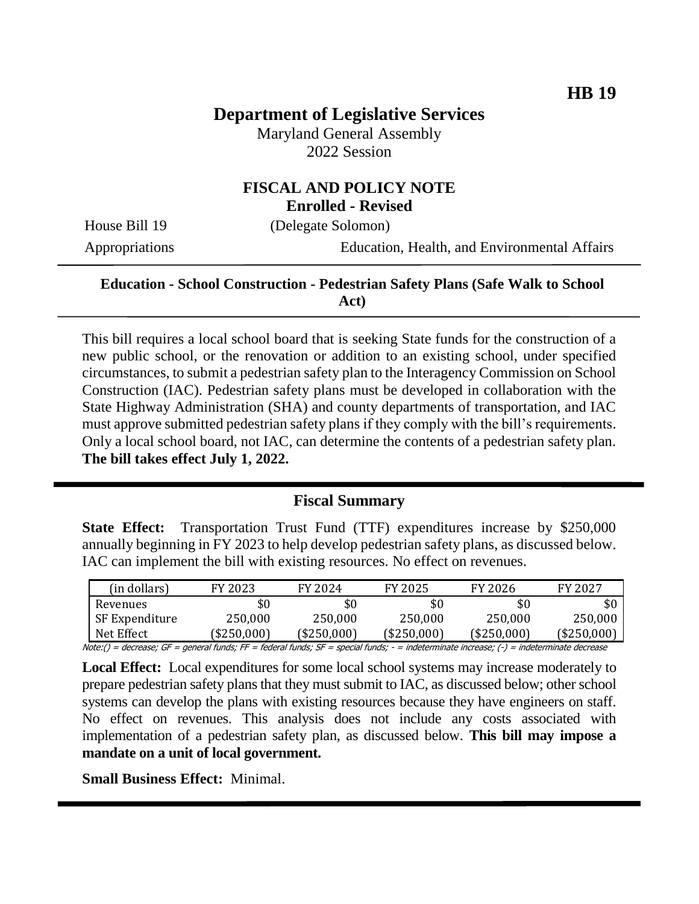**HB 19**

# Department of Legislative Services

Maryland General Assembly
2022 Session

## FISCAL AND POLICY NOTE

**Enrolled - Revised**

House Bill 19 (Delegate Solomon)

Appropriations — Education, Health, and Environmental Affairs

---

**Education - School Construction - Pedestrian Safety Plans (Safe Walk to School Act)**

---

This bill requires a local school board that is seeking State funds for the construction of a new public school, or the renovation or addition to an existing school, under specified circumstances, to submit a pedestrian safety plan to the Interagency Commission on School Construction (IAC). Pedestrian safety plans must be developed in collaboration with the State Highway Administration (SHA) and county departments of transportation, and IAC must approve submitted pedestrian safety plans if they comply with the bill's requirements. Only a local school board, not IAC, can determine the contents of a pedestrian safety plan. **The bill takes effect July 1, 2022.**

---

## Fiscal Summary

**State Effect:** Transportation Trust Fund (TTF) expenditures increase by $250,000 annually beginning in FY 2023 to help develop pedestrian safety plans, as discussed below. IAC can implement the bill with existing resources. No effect on revenues.

| (in dollars) | FY 2023 | FY 2024 | FY 2025 | FY 2026 | FY 2027 |
|---|---|---|---|---|---|
| Revenues | $0 | $0 | $0 | $0 | $0 |
| SF Expenditure | 250,000 | 250,000 | 250,000 | 250,000 | 250,000 |
| Net Effect | ($250,000) | ($250,000) | ($250,000) | ($250,000) | ($250,000) |

Note:() = decrease; GF = general funds; FF = federal funds; SF = special funds; - = indeterminate increase; (-) = indeterminate decrease

**Local Effect:** Local expenditures for some local school systems may increase moderately to prepare pedestrian safety plans that they must submit to IAC, as discussed below; other school systems can develop the plans with existing resources because they have engineers on staff. No effect on revenues. This analysis does not include any costs associated with implementation of a pedestrian safety plan, as discussed below. **This bill may impose a mandate on a unit of local government.**

**Small Business Effect:** Minimal.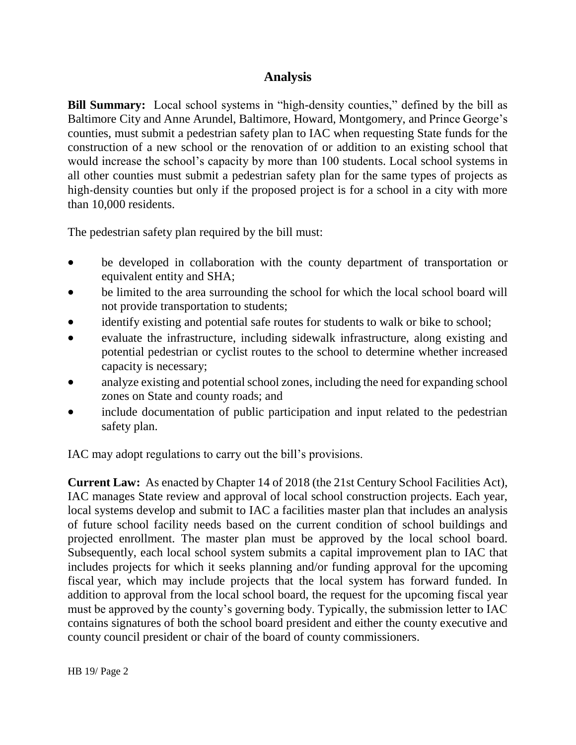## Analysis

**Bill Summary:** Local school systems in "high-density counties," defined by the bill as Baltimore City and Anne Arundel, Baltimore, Howard, Montgomery, and Prince George's counties, must submit a pedestrian safety plan to IAC when requesting State funds for the construction of a new school or the renovation of or addition to an existing school that would increase the school's capacity by more than 100 students. Local school systems in all other counties must submit a pedestrian safety plan for the same types of projects as high-density counties but only if the proposed project is for a school in a city with more than 10,000 residents.

The pedestrian safety plan required by the bill must:

- be developed in collaboration with the county department of transportation or equivalent entity and SHA;
- be limited to the area surrounding the school for which the local school board will not provide transportation to students;
- identify existing and potential safe routes for students to walk or bike to school;
- evaluate the infrastructure, including sidewalk infrastructure, along existing and potential pedestrian or cyclist routes to the school to determine whether increased capacity is necessary;
- analyze existing and potential school zones, including the need for expanding school zones on State and county roads; and
- include documentation of public participation and input related to the pedestrian safety plan.

IAC may adopt regulations to carry out the bill's provisions.

**Current Law:** As enacted by Chapter 14 of 2018 (the 21st Century School Facilities Act), IAC manages State review and approval of local school construction projects. Each year, local systems develop and submit to IAC a facilities master plan that includes an analysis of future school facility needs based on the current condition of school buildings and projected enrollment. The master plan must be approved by the local school board. Subsequently, each local school system submits a capital improvement plan to IAC that includes projects for which it seeks planning and/or funding approval for the upcoming fiscal year, which may include projects that the local system has forward funded. In addition to approval from the local school board, the request for the upcoming fiscal year must be approved by the county's governing body. Typically, the submission letter to IAC contains signatures of both the school board president and either the county executive and county council president or chair of the board of county commissioners.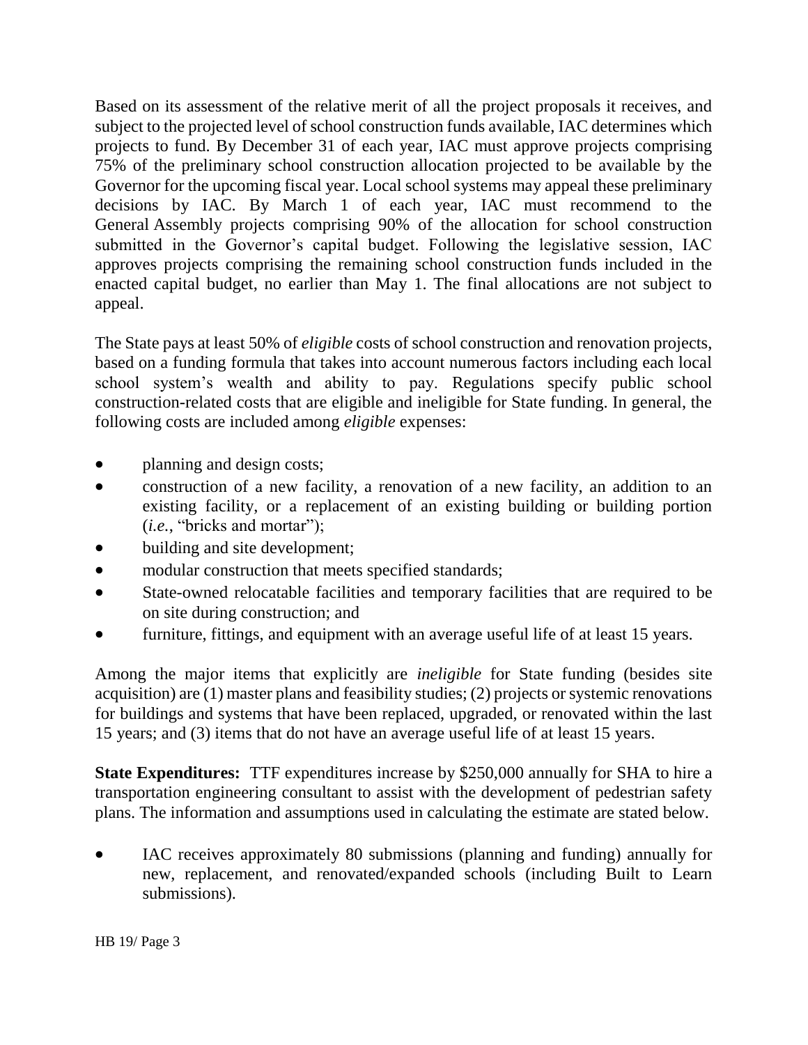Based on its assessment of the relative merit of all the project proposals it receives, and subject to the projected level of school construction funds available, IAC determines which projects to fund. By December 31 of each year, IAC must approve projects comprising 75% of the preliminary school construction allocation projected to be available by the Governor for the upcoming fiscal year. Local school systems may appeal these preliminary decisions by IAC. By March 1 of each year, IAC must recommend to the General Assembly projects comprising 90% of the allocation for school construction submitted in the Governor's capital budget. Following the legislative session, IAC approves projects comprising the remaining school construction funds included in the enacted capital budget, no earlier than May 1. The final allocations are not subject to appeal.

The State pays at least 50% of *eligible* costs of school construction and renovation projects, based on a funding formula that takes into account numerous factors including each local school system's wealth and ability to pay. Regulations specify public school construction-related costs that are eligible and ineligible for State funding. In general, the following costs are included among *eligible* expenses:

- planning and design costs;
- construction of a new facility, a renovation of a new facility, an addition to an existing facility, or a replacement of an existing building or building portion (*i.e.*, "bricks and mortar");
- building and site development;
- modular construction that meets specified standards;
- State-owned relocatable facilities and temporary facilities that are required to be on site during construction; and
- furniture, fittings, and equipment with an average useful life of at least 15 years.

Among the major items that explicitly are *ineligible* for State funding (besides site acquisition) are (1) master plans and feasibility studies; (2) projects or systemic renovations for buildings and systems that have been replaced, upgraded, or renovated within the last 15 years; and (3) items that do not have an average useful life of at least 15 years.

**State Expenditures:** TTF expenditures increase by $250,000 annually for SHA to hire a transportation engineering consultant to assist with the development of pedestrian safety plans. The information and assumptions used in calculating the estimate are stated below.

- IAC receives approximately 80 submissions (planning and funding) annually for new, replacement, and renovated/expanded schools (including Built to Learn submissions).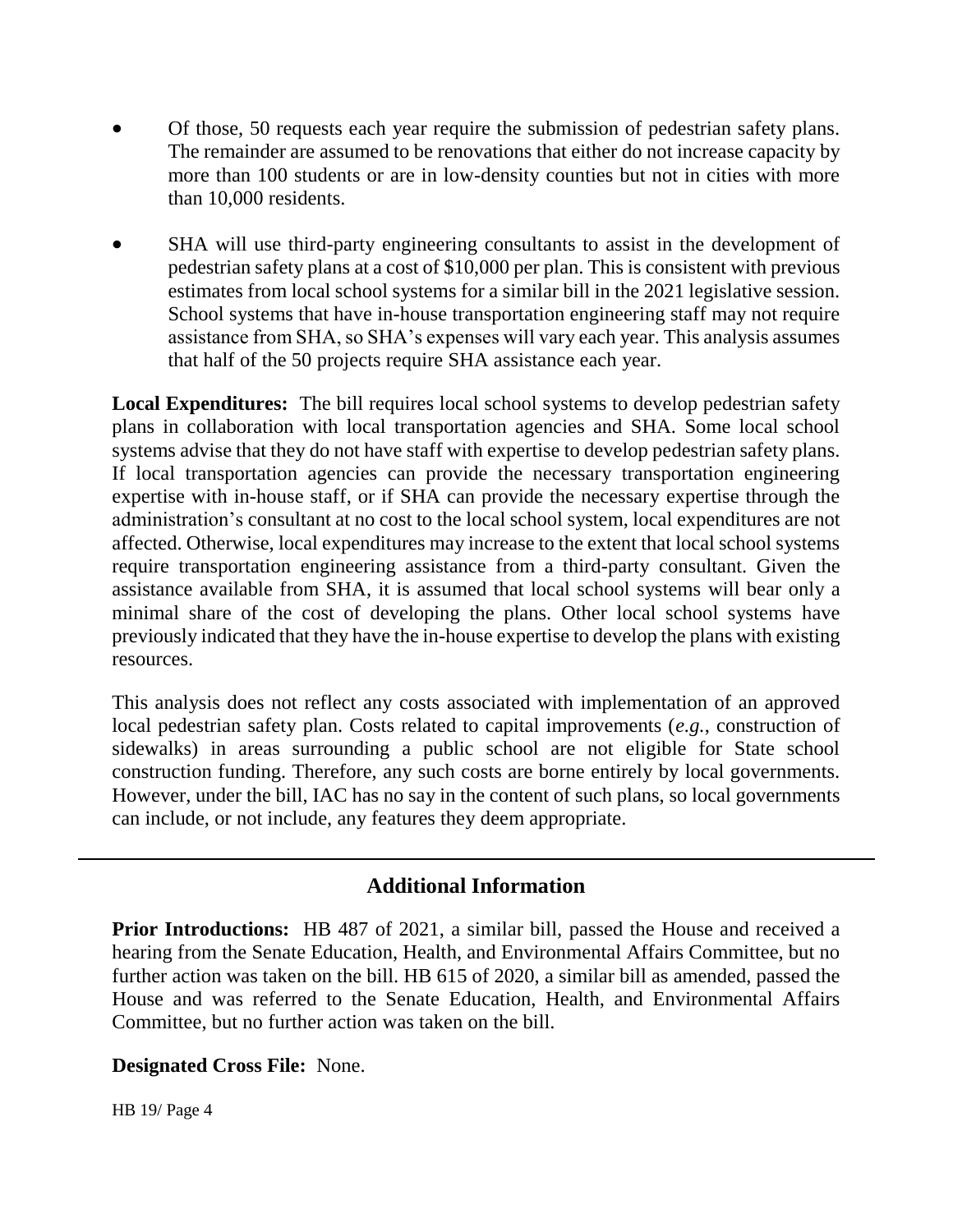- Of those, 50 requests each year require the submission of pedestrian safety plans. The remainder are assumed to be renovations that either do not increase capacity by more than 100 students or are in low-density counties but not in cities with more than 10,000 residents.
- SHA will use third-party engineering consultants to assist in the development of pedestrian safety plans at a cost of $10,000 per plan. This is consistent with previous estimates from local school systems for a similar bill in the 2021 legislative session. School systems that have in-house transportation engineering staff may not require assistance from SHA, so SHA's expenses will vary each year. This analysis assumes that half of the 50 projects require SHA assistance each year.

**Local Expenditures:** The bill requires local school systems to develop pedestrian safety plans in collaboration with local transportation agencies and SHA. Some local school systems advise that they do not have staff with expertise to develop pedestrian safety plans. If local transportation agencies can provide the necessary transportation engineering expertise with in-house staff, or if SHA can provide the necessary expertise through the administration's consultant at no cost to the local school system, local expenditures are not affected. Otherwise, local expenditures may increase to the extent that local school systems require transportation engineering assistance from a third-party consultant. Given the assistance available from SHA, it is assumed that local school systems will bear only a minimal share of the cost of developing the plans. Other local school systems have previously indicated that they have the in-house expertise to develop the plans with existing resources.

This analysis does not reflect any costs associated with implementation of an approved local pedestrian safety plan. Costs related to capital improvements (*e.g.*, construction of sidewalks) in areas surrounding a public school are not eligible for State school construction funding. Therefore, any such costs are borne entirely by local governments. However, under the bill, IAC has no say in the content of such plans, so local governments can include, or not include, any features they deem appropriate.

---

## Additional Information

**Prior Introductions:** HB 487 of 2021, a similar bill, passed the House and received a hearing from the Senate Education, Health, and Environmental Affairs Committee, but no further action was taken on the bill. HB 615 of 2020, a similar bill as amended, passed the House and was referred to the Senate Education, Health, and Environmental Affairs Committee, but no further action was taken on the bill.

**Designated Cross File:** None.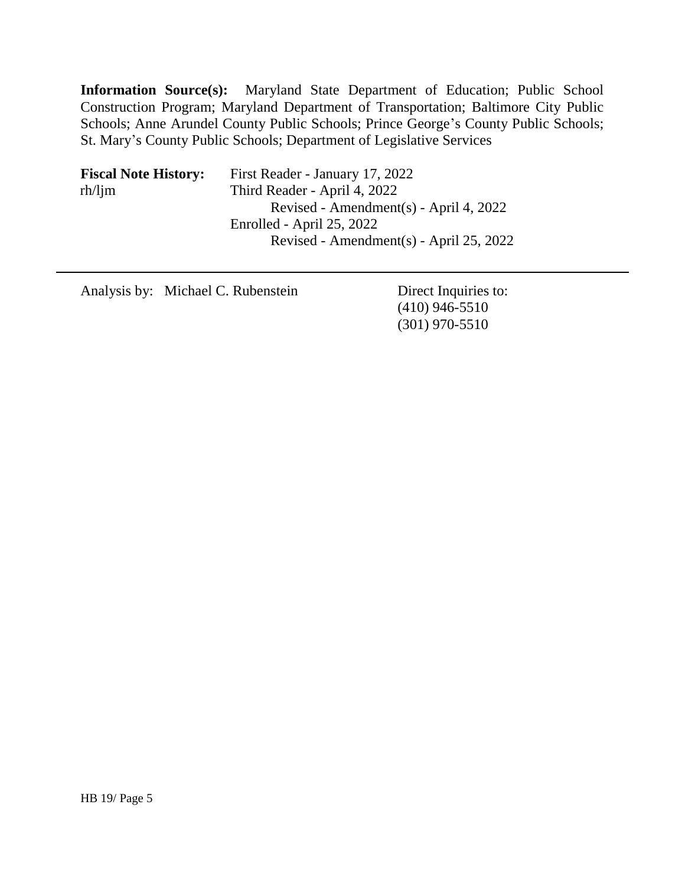**Information Source(s):** Maryland State Department of Education; Public School Construction Program; Maryland Department of Transportation; Baltimore City Public Schools; Anne Arundel County Public Schools; Prince George's County Public Schools; St. Mary's County Public Schools; Department of Legislative Services

**Fiscal Note History:** First Reader - January 17, 2022
rh/ljm Third Reader - April 4, 2022
Revised - Amendment(s) - April 4, 2022
Enrolled - April 25, 2022
Revised - Amendment(s) - April 25, 2022

---

Analysis by: Michael C. Rubenstein

Direct Inquiries to:
(410) 946-5510
(301) 970-5510